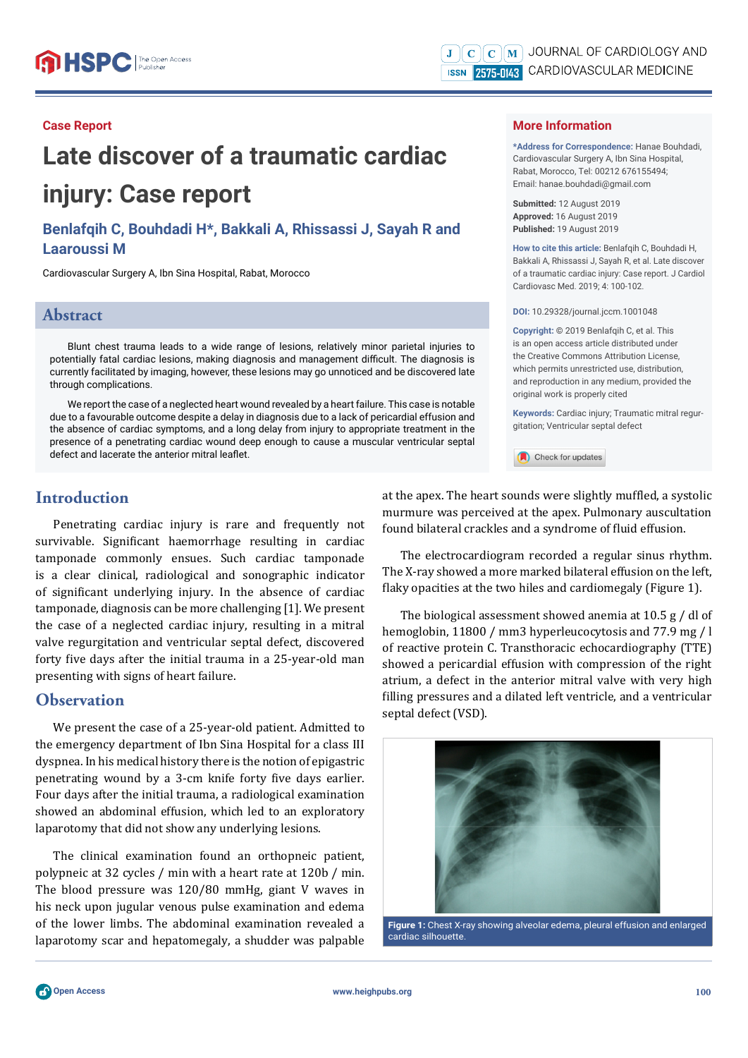Case Report

# Late discover of a traumatic cardiac injury: Case report

**Benlafqih C, Bouhdadi H*, Bakkali A, Rhissassi J, Sayah R and Laaroussi M**

Cardiovascular Surgery A, Ibn Sina Hospital, Rabat, Morocco

## Abstract

Blunt chest trauma leads to a wide range of lesions, relatively minor parietal injuries to potentially fatal cardiac lesions, making diagnosis and management difficult. The diagnosis is currently facilitated by imaging, however, these lesions may go unnoticed and be discovered late through complications.

We report the case of a neglected heart wound revealed by a heart failure. This case is notable due to a favourable outcome despite a delay in diagnosis due to a lack of pericardial effusion and the absence of cardiac symptoms, and a long delay from injury to appropriate treatment in the presence of a penetrating cardiac wound deep enough to cause a muscular ventricular septal defect and lacerate the anterior mitral leaflet.

## More Information

***Address for Correspondence:** Hanae Bouhdadi, Cardiovascular Surgery A, Ibn Sina Hospital, Rabat, Morocco, Tel: 00212 676155494; Email: hanae.bouhdadi@gmail.com

**Submitted:** 12 August 2019
**Approved:** 16 August 2019
**Published:** 19 August 2019

**How to cite this article:** Benlafqih C, Bouhdadi H, Bakkali A, Rhissassi J, Sayah R, et al. Late discover of a traumatic cardiac injury: Case report. J Cardiol Cardiovasc Med. 2019; 4: 100-102.

**DOI:** 10.29328/journal.jccm.1001048

**Copyright:** © 2019 Benlafqih C, et al. This is an open access article distributed under the Creative Commons Attribution License, which permits unrestricted use, distribution, and reproduction in any medium, provided the original work is properly cited

**Keywords:** Cardiac injury; Traumatic mitral regurgitation; Ventricular septal defect

## Introduction

Penetrating cardiac injury is rare and frequently not survivable. Significant haemorrhage resulting in cardiac tamponade commonly ensues. Such cardiac tamponade is a clear clinical, radiological and sonographic indicator of significant underlying injury. In the absence of cardiac tamponade, diagnosis can be more challenging [1]. We present the case of a neglected cardiac injury, resulting in a mitral valve regurgitation and ventricular septal defect, discovered forty five days after the initial trauma in a 25-year-old man presenting with signs of heart failure.

## Observation

We present the case of a 25-year-old patient. Admitted to the emergency department of Ibn Sina Hospital for a class III dyspnea. In his medical history there is the notion of epigastric penetrating wound by a 3-cm knife forty five days earlier. Four days after the initial trauma, a radiological examination showed an abdominal effusion, which led to an exploratory laparotomy that did not show any underlying lesions.

The clinical examination found an orthopneic patient, polypneic at 32 cycles / min with a heart rate at 120b / min. The blood pressure was 120/80 mmHg, giant V waves in his neck upon jugular venous pulse examination and edema of the lower limbs. The abdominal examination revealed a laparotomy scar and hepatomegaly, a shudder was palpable at the apex. The heart sounds were slightly muffled, a systolic murmure was perceived at the apex. Pulmonary auscultation found bilateral crackles and a syndrome of fluid effusion.

The electrocardiogram recorded a regular sinus rhythm. The X-ray showed a more marked bilateral effusion on the left, flaky opacities at the two hiles and cardiomegaly (Figure 1).

The biological assessment showed anemia at 10.5 g / dl of hemoglobin, 11800 / mm3 hyperleucocytosis and 77.9 mg / l of reactive protein C. Transthoracic echocardiography (TTE) showed a pericardial effusion with compression of the right atrium, a defect in the anterior mitral valve with very high filling pressures and a dilated left ventricle, and a ventricular septal defect (VSD).

**Figure 1:** Chest X-ray showing alveolar edema, pleural effusion and enlarged cardiac silhouette.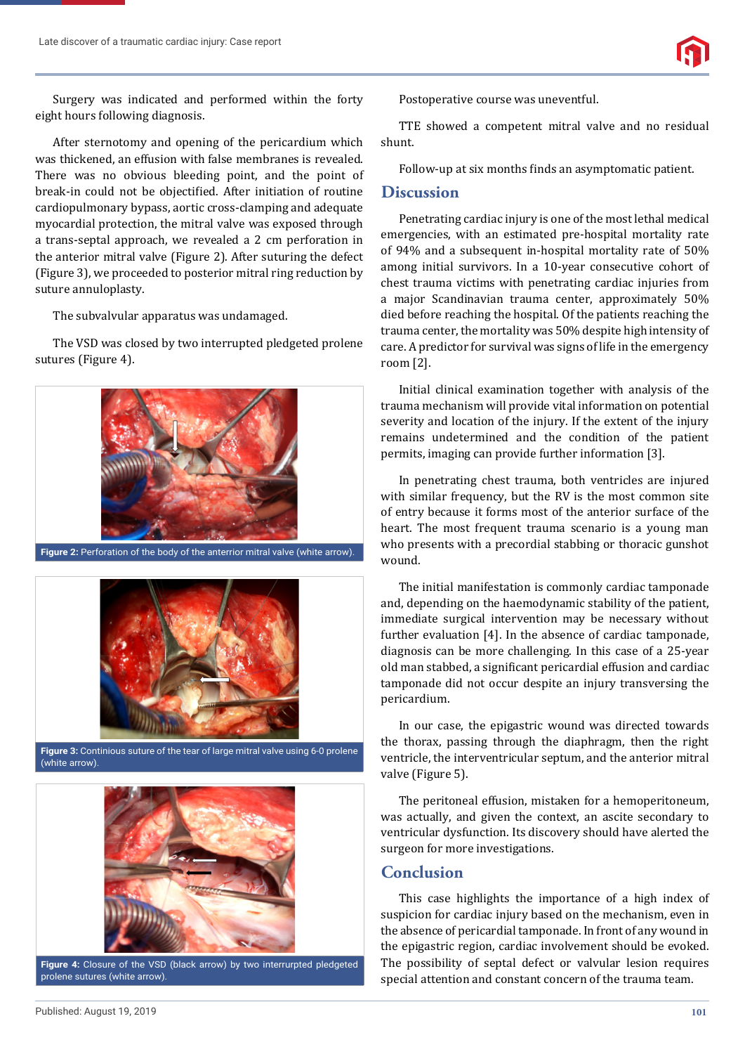Surgery was indicated and performed within the forty eight hours following diagnosis.

After sternotomy and opening of the pericardium which was thickened, an effusion with false membranes is revealed. There was no obvious bleeding point, and the point of break-in could not be objectified. After initiation of routine cardiopulmonary bypass, aortic cross-clamping and adequate myocardial protection, the mitral valve was exposed through a trans-septal approach, we revealed a 2 cm perforation in the anterior mitral valve (Figure 2). After suturing the defect (Figure 3), we proceeded to posterior mitral ring reduction by suture annuloplasty.

The subvalvular apparatus was undamaged.

The VSD was closed by two interrupted pledgeted prolene sutures (Figure 4).

**Figure 2:** Perforation of the body of the anterrior mitral valve (white arrow).

**Figure 3:** Continious suture of the tear of large mitral valve using 6-0 prolene (white arrow).

**Figure 4:** Closure of the VSD (black arrow) by two interrurpted pledgeted prolene sutures (white arrow).

Postoperative course was uneventful.

TTE showed a competent mitral valve and no residual shunt.

Follow-up at six months finds an asymptomatic patient.

## Discussion

Penetrating cardiac injury is one of the most lethal medical emergencies, with an estimated pre-hospital mortality rate of 94% and a subsequent in-hospital mortality rate of 50% among initial survivors. In a 10-year consecutive cohort of chest trauma victims with penetrating cardiac injuries from a major Scandinavian trauma center, approximately 50% died before reaching the hospital. Of the patients reaching the trauma center, the mortality was 50% despite high intensity of care. A predictor for survival was signs of life in the emergency room [2].

Initial clinical examination together with analysis of the trauma mechanism will provide vital information on potential severity and location of the injury. If the extent of the injury remains undetermined and the condition of the patient permits, imaging can provide further information [3].

In penetrating chest trauma, both ventricles are injured with similar frequency, but the RV is the most common site of entry because it forms most of the anterior surface of the heart. The most frequent trauma scenario is a young man who presents with a precordial stabbing or thoracic gunshot wound.

The initial manifestation is commonly cardiac tamponade and, depending on the haemodynamic stability of the patient, immediate surgical intervention may be necessary without further evaluation [4]. In the absence of cardiac tamponade, diagnosis can be more challenging. In this case of a 25-year old man stabbed, a significant pericardial effusion and cardiac tamponade did not occur despite an injury transversing the pericardium.

In our case, the epigastric wound was directed towards the thorax, passing through the diaphragm, then the right ventricle, the interventricular septum, and the anterior mitral valve (Figure 5).

The peritoneal effusion, mistaken for a hemoperitoneum, was actually, and given the context, an ascite secondary to ventricular dysfunction. Its discovery should have alerted the surgeon for more investigations.

## Conclusion

This case highlights the importance of a high index of suspicion for cardiac injury based on the mechanism, even in the absence of pericardial tamponade. In front of any wound in the epigastric region, cardiac involvement should be evoked. The possibility of septal defect or valvular lesion requires special attention and constant concern of the trauma team.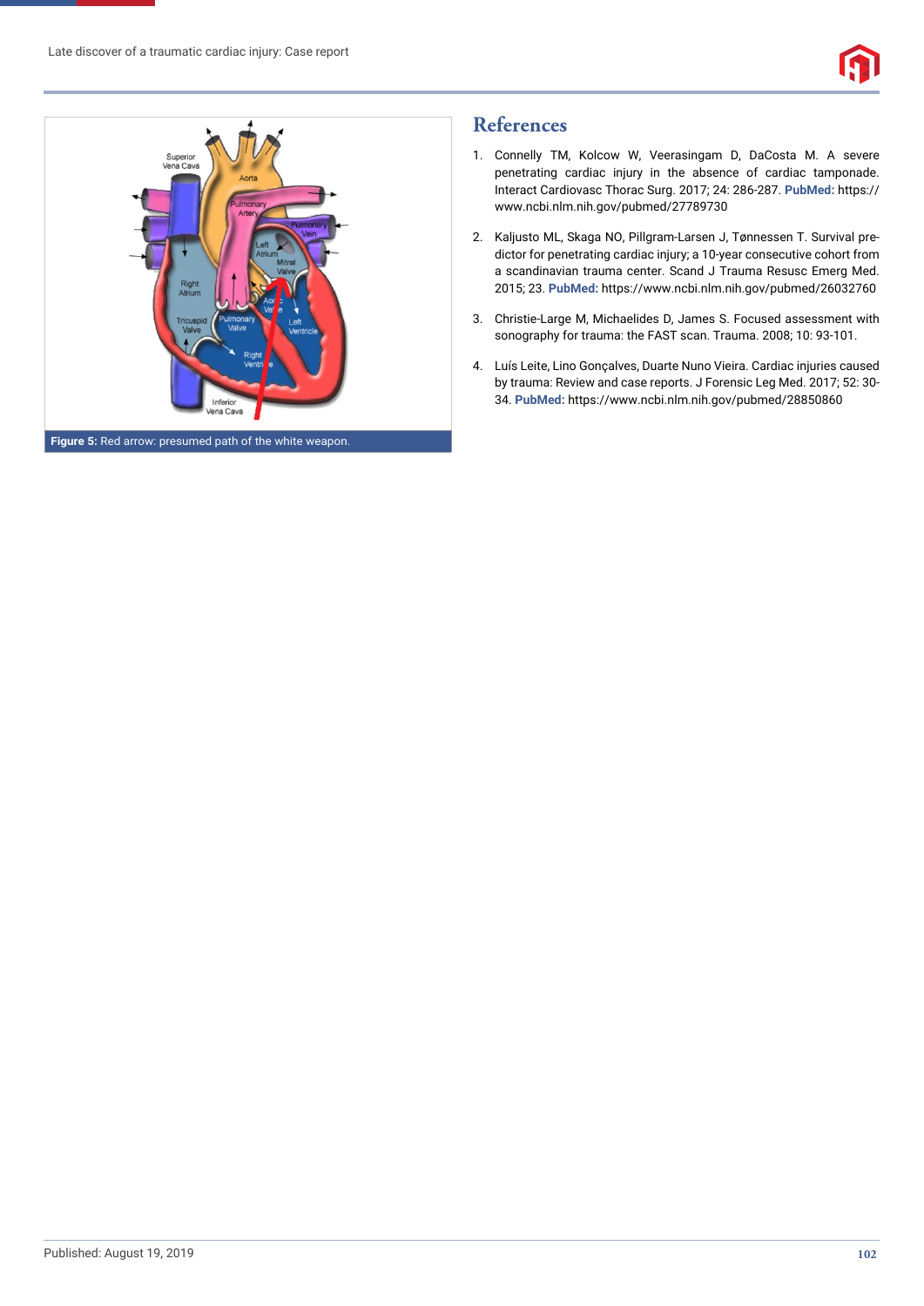Figure 5: Red arrow: presumed path of the white weapon.

## References

1. Connelly TM, Kolcow W, Veerasingam D, DaCosta M. A severe penetrating cardiac injury in the absence of cardiac tamponade. Interact Cardiovasc Thorac Surg. 2017; 24: 286-287. **PubMed:** https://www.ncbi.nlm.nih.gov/pubmed/27789730

2. Kaljusto ML, Skaga NO, Pillgram-Larsen J, Tønnessen T. Survival predictor for penetrating cardiac injury; a 10-year consecutive cohort from a scandinavian trauma center. Scand J Trauma Resusc Emerg Med. 2015; 23. **PubMed:** https://www.ncbi.nlm.nih.gov/pubmed/26032760

3. Christie-Large M, Michaelides D, James S. Focused assessment with sonography for trauma: the FAST scan. Trauma. 2008; 10: 93-101.

4. Luís Leite, Lino Gonçalves, Duarte Nuno Vieira. Cardiac injuries caused by trauma: Review and case reports. J Forensic Leg Med. 2017; 52: 30-34. **PubMed:** https://www.ncbi.nlm.nih.gov/pubmed/28850860